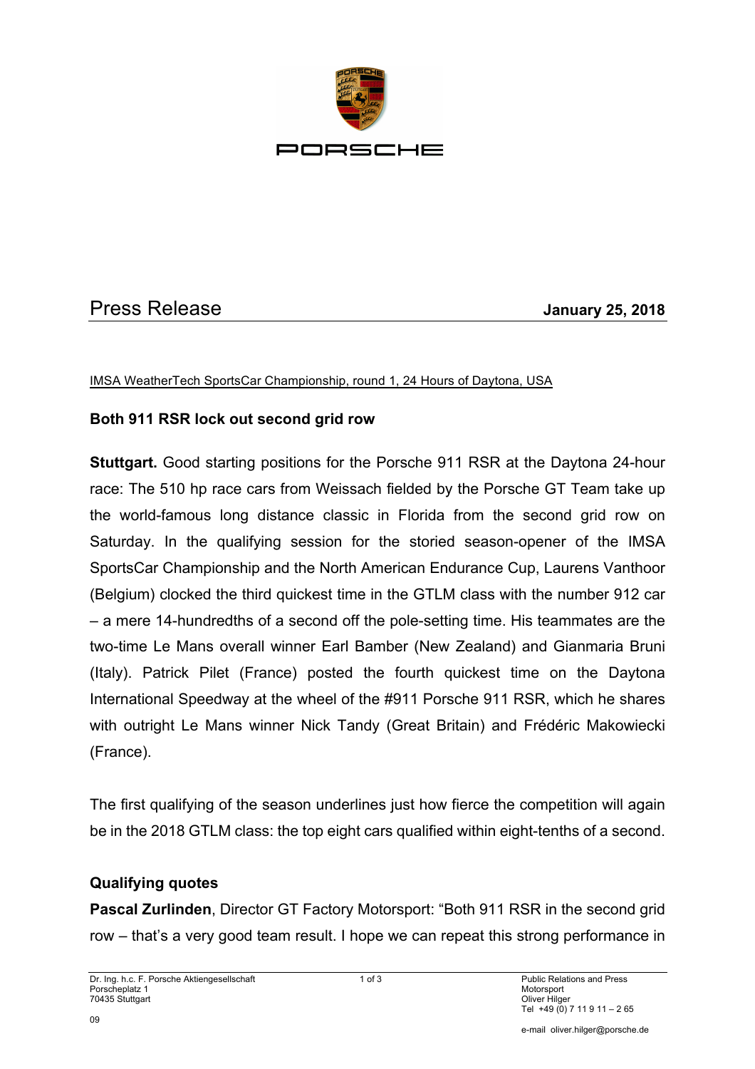PORSCHE

Press Release **January 25, 2018**

IMSA WeatherTech SportsCar Championship, round 1, 24 Hours of Daytona, USA

## Both 911 RSR lock out second grid row

**Stuttgart.** Good starting positions for the Porsche 911 RSR at the Daytona 24-hour race: The 510 hp race cars from Weissach fielded by the Porsche GT Team take up the world-famous long distance classic in Florida from the second grid row on Saturday. In the qualifying session for the storied season-opener of the IMSA SportsCar Championship and the North American Endurance Cup, Laurens Vanthoor (Belgium) clocked the third quickest time in the GTLM class with the number 912 car – a mere 14-hundredths of a second off the pole-setting time. His teammates are the two-time Le Mans overall winner Earl Bamber (New Zealand) and Gianmaria Bruni (Italy). Patrick Pilet (France) posted the fourth quickest time on the Daytona International Speedway at the wheel of the #911 Porsche 911 RSR, which he shares with outright Le Mans winner Nick Tandy (Great Britain) and Frédéric Makowiecki (France).

The first qualifying of the season underlines just how fierce the competition will again be in the 2018 GTLM class: the top eight cars qualified within eight-tenths of a second.

### Qualifying quotes

**Pascal Zurlinden**, Director GT Factory Motorsport: "Both 911 RSR in the second grid row – that's a very good team result. I hope we can repeat this strong performance in

Dr. Ing. h.c. F. Porsche Aktiengesellschaft
Porscheplatz 1
70435 Stuttgart

Public Relations and Press
Motorsport
Oliver Hilger
Tel +49 (0) 7 11 9 11 – 2 65
e-mail oliver.hilger@porsche.de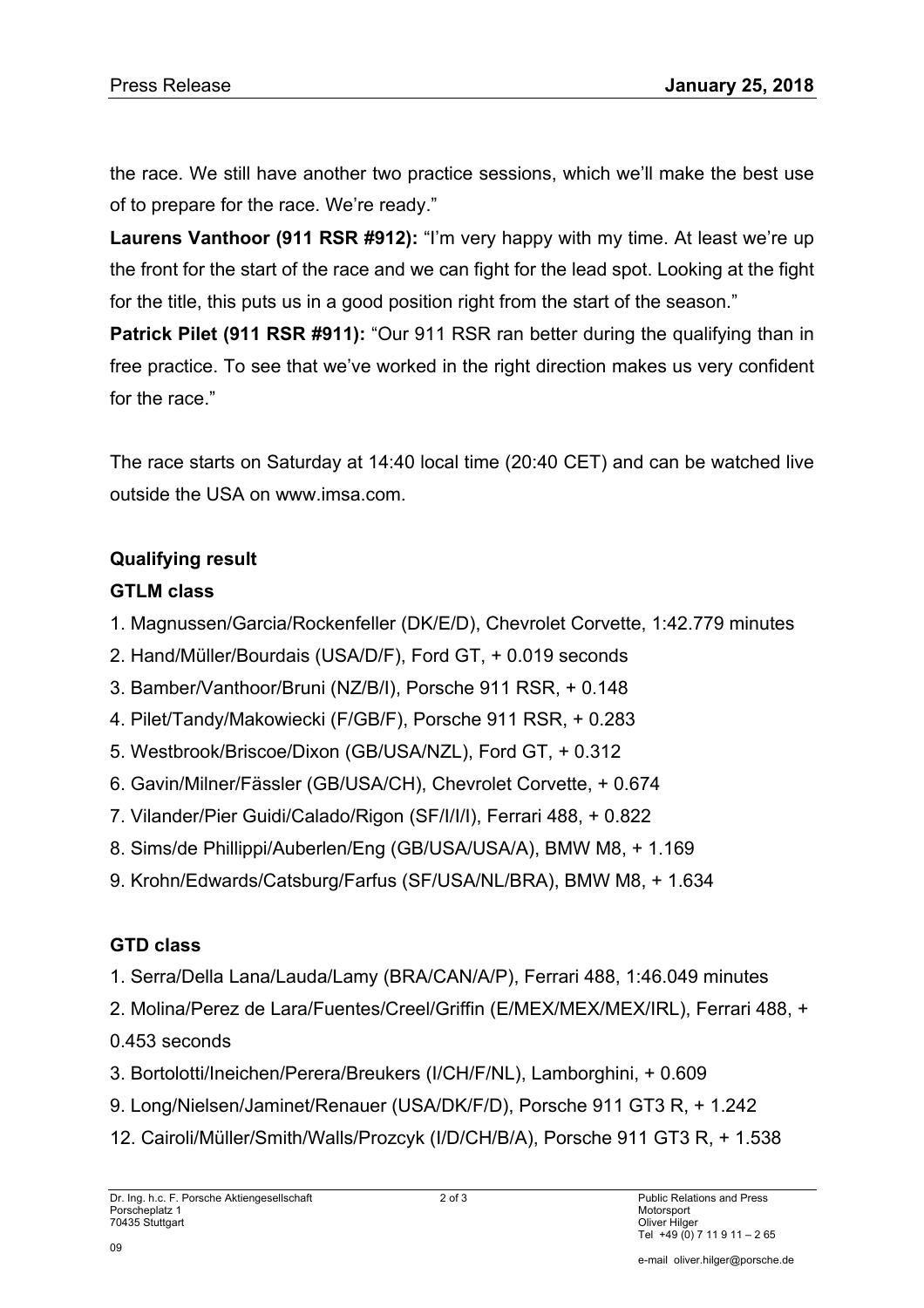the race. We still have another two practice sessions, which we'll make the best use of to prepare for the race. We're ready."

**Laurens Vanthoor (911 RSR #912):** "I'm very happy with my time. At least we're up the front for the start of the race and we can fight for the lead spot. Looking at the fight for the title, this puts us in a good position right from the start of the season."

**Patrick Pilet (911 RSR #911):** "Our 911 RSR ran better during the qualifying than in free practice. To see that we've worked in the right direction makes us very confident for the race."

The race starts on Saturday at 14:40 local time (20:40 CET) and can be watched live outside the USA on www.imsa.com.

**Qualifying result**

**GTLM class**

1. Magnussen/Garcia/Rockenfeller (DK/E/D), Chevrolet Corvette, 1:42.779 minutes
2. Hand/Müller/Bourdais (USA/D/F), Ford GT, + 0.019 seconds
3. Bamber/Vanthoor/Bruni (NZ/B/I), Porsche 911 RSR, + 0.148
4. Pilet/Tandy/Makowiecki (F/GB/F), Porsche 911 RSR, + 0.283
5. Westbrook/Briscoe/Dixon (GB/USA/NZL), Ford GT, + 0.312
6. Gavin/Milner/Fässler (GB/USA/CH), Chevrolet Corvette, + 0.674
7. Vilander/Pier Guidi/Calado/Rigon (SF/I/I/I), Ferrari 488, + 0.822
8. Sims/de Phillippi/Auberlen/Eng (GB/USA/USA/A), BMW M8, + 1.169
9. Krohn/Edwards/Catsburg/Farfus (SF/USA/NL/BRA), BMW M8, + 1.634

**GTD class**

1. Serra/Della Lana/Lauda/Lamy (BRA/CAN/A/P), Ferrari 488, 1:46.049 minutes
2. Molina/Perez de Lara/Fuentes/Creel/Griffin (E/MEX/MEX/MEX/IRL), Ferrari 488, + 0.453 seconds
3. Bortolotti/Ineichen/Perera/Breukers (I/CH/F/NL), Lamborghini, + 0.609

9. Long/Nielsen/Jaminet/Renauer (USA/DK/F/D), Porsche 911 GT3 R, + 1.242

12. Cairoli/Müller/Smith/Walls/Prozcyk (I/D/CH/B/A), Porsche 911 GT3 R, + 1.538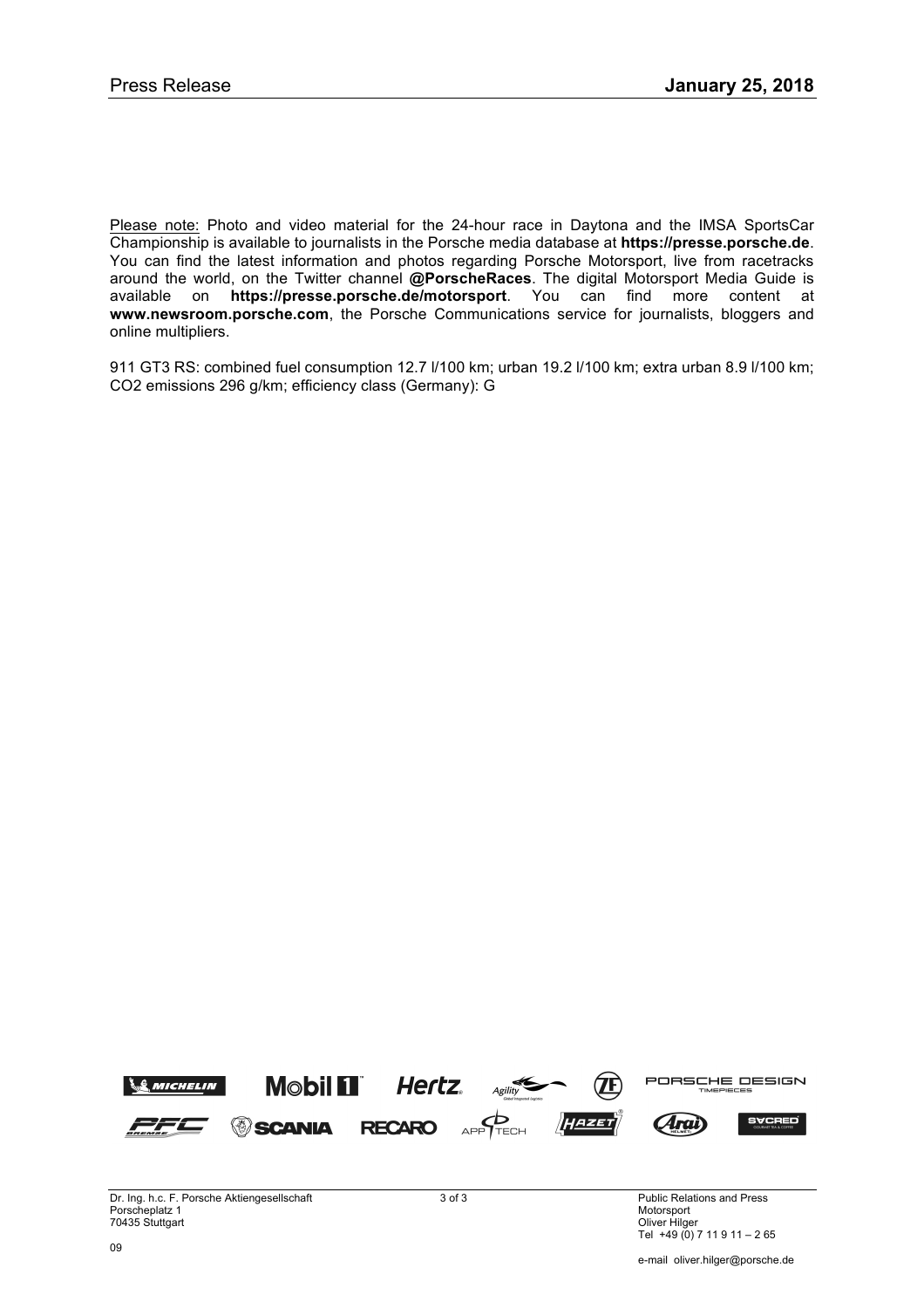Please note: Photo and video material for the 24-hour race in Daytona and the IMSA SportsCar Championship is available to journalists in the Porsche media database at **https://presse.porsche.de**. You can find the latest information and photos regarding Porsche Motorsport, live from racetracks around the world, on the Twitter channel **@PorscheRaces**. The digital Motorsport Media Guide is available on **https://presse.porsche.de/motorsport**. You can find more content at **www.newsroom.porsche.com**, the Porsche Communications service for journalists, bloggers and online multipliers.

911 GT3 RS: combined fuel consumption 12.7 l/100 km; urban 19.2 l/100 km; extra urban 8.9 l/100 km; $CO_2$ emissions 296 g/km; efficiency class (Germany): G

Dr. Ing. h.c. F. Porsche Aktiengesellschaft
Porscheplatz 1
70435 Stuttgart

09

Public Relations and Press
Motorsport
Oliver Hilger
Tel +49 (0) 7 11 9 11 – 2 65

e-mail oliver.hilger@porsche.de